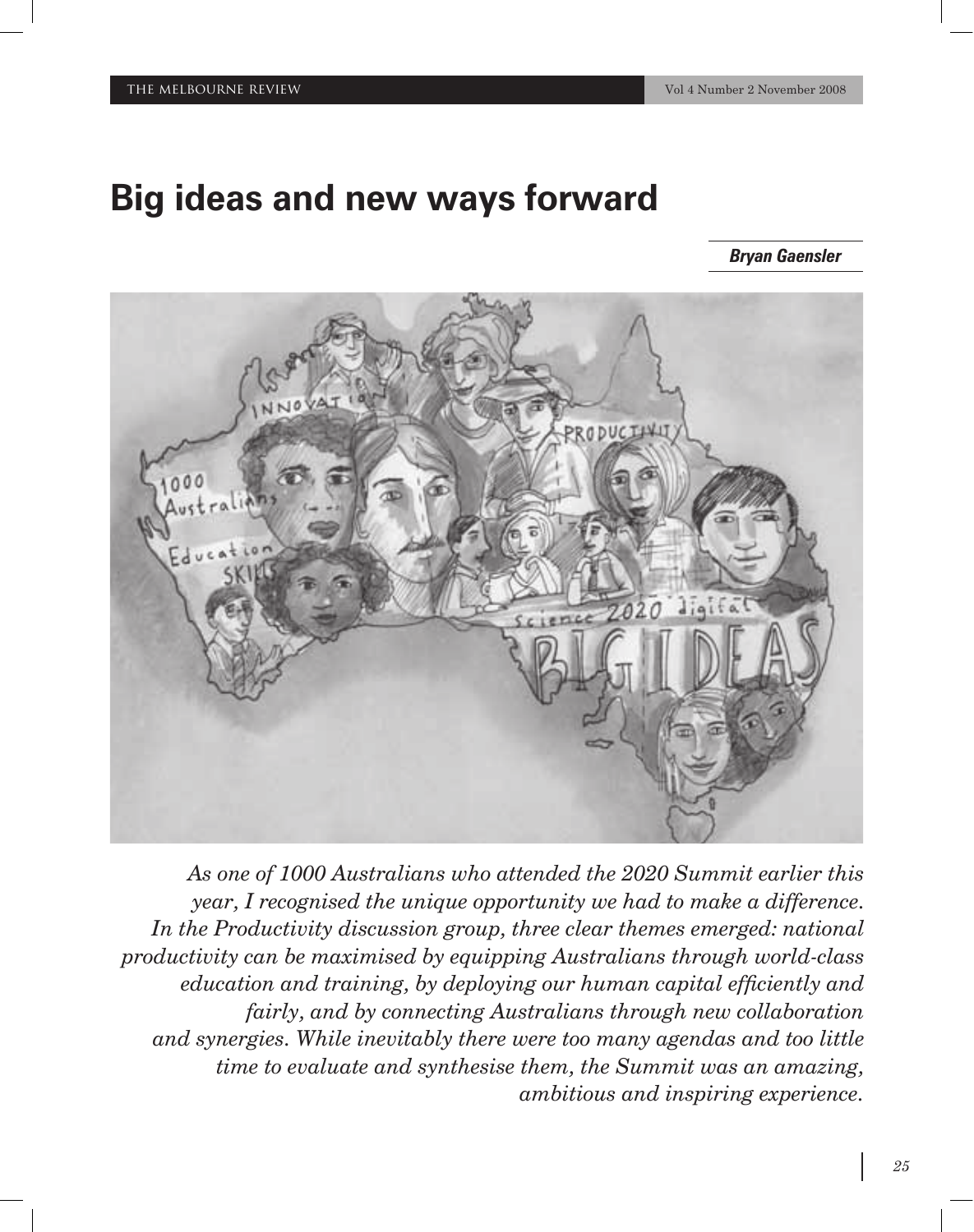# Big ideas and new ways forward

***Bryan Gaensler***

*As one of 1000 Australians who attended the 2020 Summit earlier this year, I recognised the unique opportunity we had to make a difference. In the Productivity discussion group, three clear themes emerged: national productivity can be maximised by equipping Australians through world-class education and training, by deploying our human capital efficiently and fairly, and by connecting Australians through new collaboration and synergies. While inevitably there were too many agendas and too little time to evaluate and synthesise them, the Summit was an amazing, ambitious and inspiring experience.*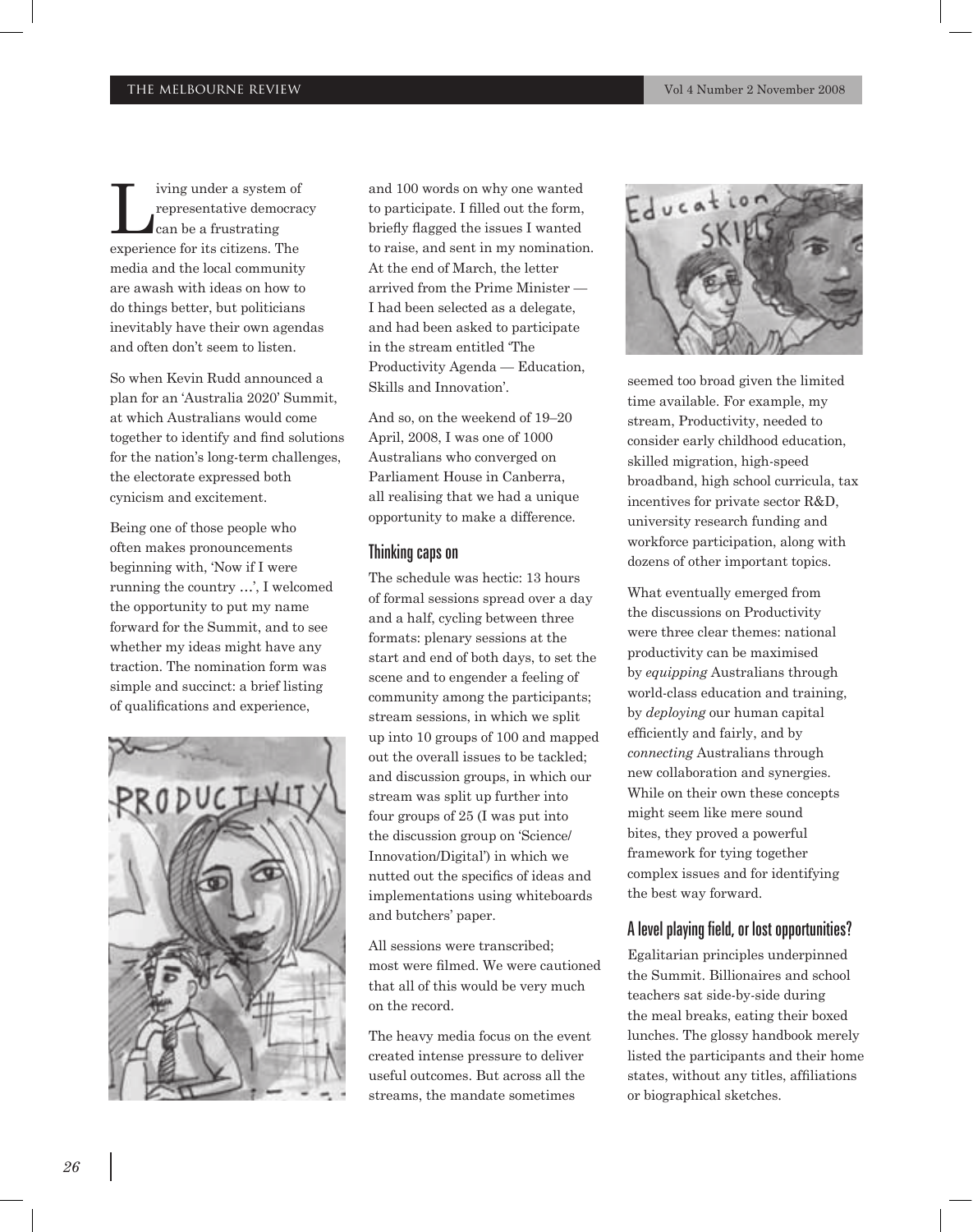Living under a system of representative democracy can be a frustrating experience for its citizens. The media and the local community are awash with ideas on how to do things better, but politicians inevitably have their own agendas and often don't seem to listen.

So when Kevin Rudd announced a plan for an 'Australia 2020' Summit, at which Australians would come together to identify and find solutions for the nation's long-term challenges, the electorate expressed both cynicism and excitement.

Being one of those people who often makes pronouncements beginning with, 'Now if I were running the country …', I welcomed the opportunity to put my name forward for the Summit, and to see whether my ideas might have any traction. The nomination form was simple and succinct: a brief listing of qualifications and experience, and 100 words on why one wanted to participate. I filled out the form, briefly flagged the issues I wanted to raise, and sent in my nomination. At the end of March, the letter arrived from the Prime Minister — I had been selected as a delegate, and had been asked to participate in the stream entitled 'The Productivity Agenda — Education, Skills and Innovation'.

And so, on the weekend of 19–20 April, 2008, I was one of 1000 Australians who converged on Parliament House in Canberra, all realising that we had a unique opportunity to make a difference.

## Thinking caps on

The schedule was hectic: 13 hours of formal sessions spread over a day and a half, cycling between three formats: plenary sessions at the start and end of both days, to set the scene and to engender a feeling of community among the participants; stream sessions, in which we split up into 10 groups of 100 and mapped out the overall issues to be tackled; and discussion groups, in which our stream was split up further into four groups of 25 (I was put into the discussion group on 'Science/Innovation/Digital') in which we nutted out the specifics of ideas and implementations using whiteboards and butchers' paper.

All sessions were transcribed; most were filmed. We were cautioned that all of this would be very much on the record.

The heavy media focus on the event created intense pressure to deliver useful outcomes. But across all the streams, the mandate sometimes seemed too broad given the limited time available. For example, my stream, Productivity, needed to consider early childhood education, skilled migration, high-speed broadband, high school curricula, tax incentives for private sector R&D, university research funding and workforce participation, along with dozens of other important topics.

What eventually emerged from the discussions on Productivity were three clear themes: national productivity can be maximised by *equipping* Australians through world-class education and training, by *deploying* our human capital efficiently and fairly, and by *connecting* Australians through new collaboration and synergies. While on their own these concepts might seem like mere sound bites, they proved a powerful framework for tying together complex issues and for identifying the best way forward.

## A level playing field, or lost opportunities?

Egalitarian principles underpinned the Summit. Billionaires and school teachers sat side-by-side during the meal breaks, eating their boxed lunches. The glossy handbook merely listed the participants and their home states, without any titles, affiliations or biographical sketches.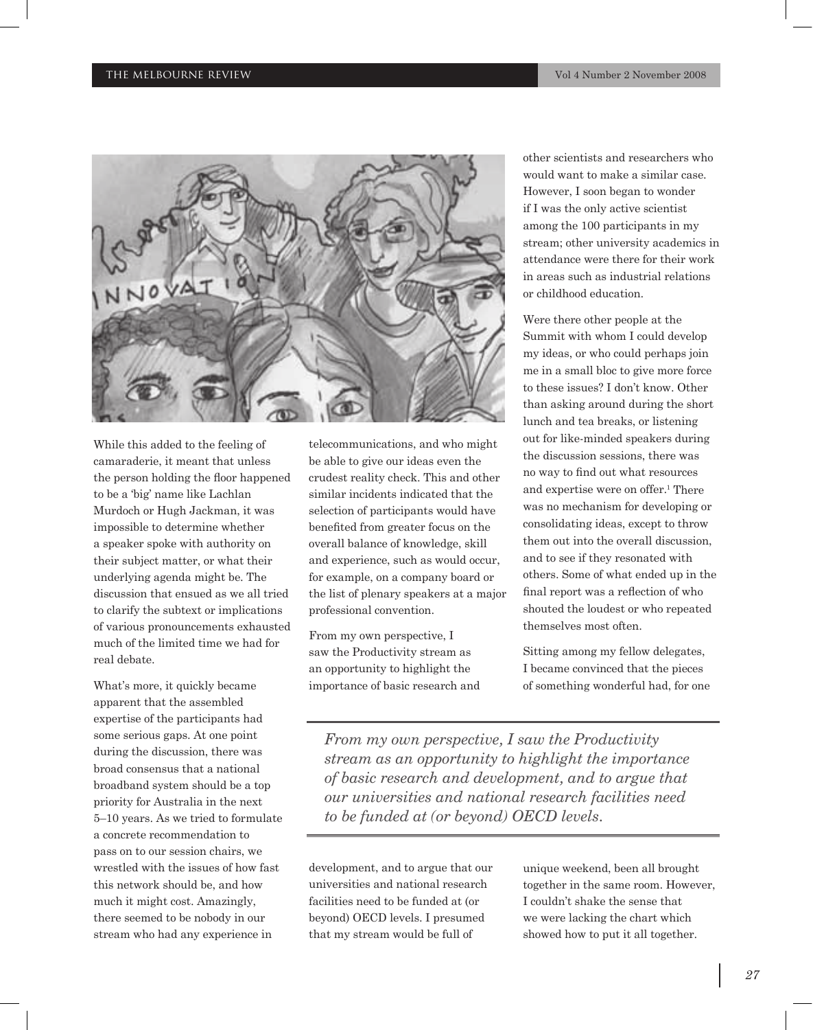While this added to the feeling of camaraderie, it meant that unless the person holding the floor happened to be a 'big' name like Lachlan Murdoch or Hugh Jackman, it was impossible to determine whether a speaker spoke with authority on their subject matter, or what their underlying agenda might be. The discussion that ensued as we all tried to clarify the subtext or implications of various pronouncements exhausted much of the limited time we had for real debate.

What's more, it quickly became apparent that the assembled expertise of the participants had some serious gaps. At one point during the discussion, there was broad consensus that a national broadband system should be a top priority for Australia in the next 5–10 years. As we tried to formulate a concrete recommendation to pass on to our session chairs, we wrestled with the issues of how fast this network should be, and how much it might cost. Amazingly, there seemed to be nobody in our stream who had any experience in telecommunications, and who might be able to give our ideas even the crudest reality check. This and other similar incidents indicated that the selection of participants would have benefited from greater focus on the overall balance of knowledge, skill and experience, such as would occur, for example, on a company board or the list of plenary speakers at a major professional convention.

From my own perspective, I saw the Productivity stream as an opportunity to highlight the importance of basic research and development, and to argue that our universities and national research facilities need to be funded at (or beyond) OECD levels. I presumed that my stream would be full of other scientists and researchers who would want to make a similar case. However, I soon began to wonder if I was the only active scientist among the 100 participants in my stream; other university academics in attendance were there for their work in areas such as industrial relations or childhood education.

Were there other people at the Summit with whom I could develop my ideas, or who could perhaps join me in a small bloc to give more force to these issues? I don't know. Other than asking around during the short lunch and tea breaks, or listening out for like-minded speakers during the discussion sessions, there was no way to find out what resources and expertise were on offer.[1] There was no mechanism for developing or consolidating ideas, except to throw them out into the overall discussion, and to see if they resonated with others. Some of what ended up in the final report was a reflection of who shouted the loudest or who repeated themselves most often.

Sitting among my fellow delegates, I became convinced that the pieces of something wonderful had, for one unique weekend, been all brought together in the same room. However, I couldn't shake the sense that we were lacking the chart which showed how to put it all together.

> *From my own perspective, I saw the Productivity stream as an opportunity to highlight the importance of basic research and development, and to argue that our universities and national research facilities need to be funded at (or beyond) OECD levels.*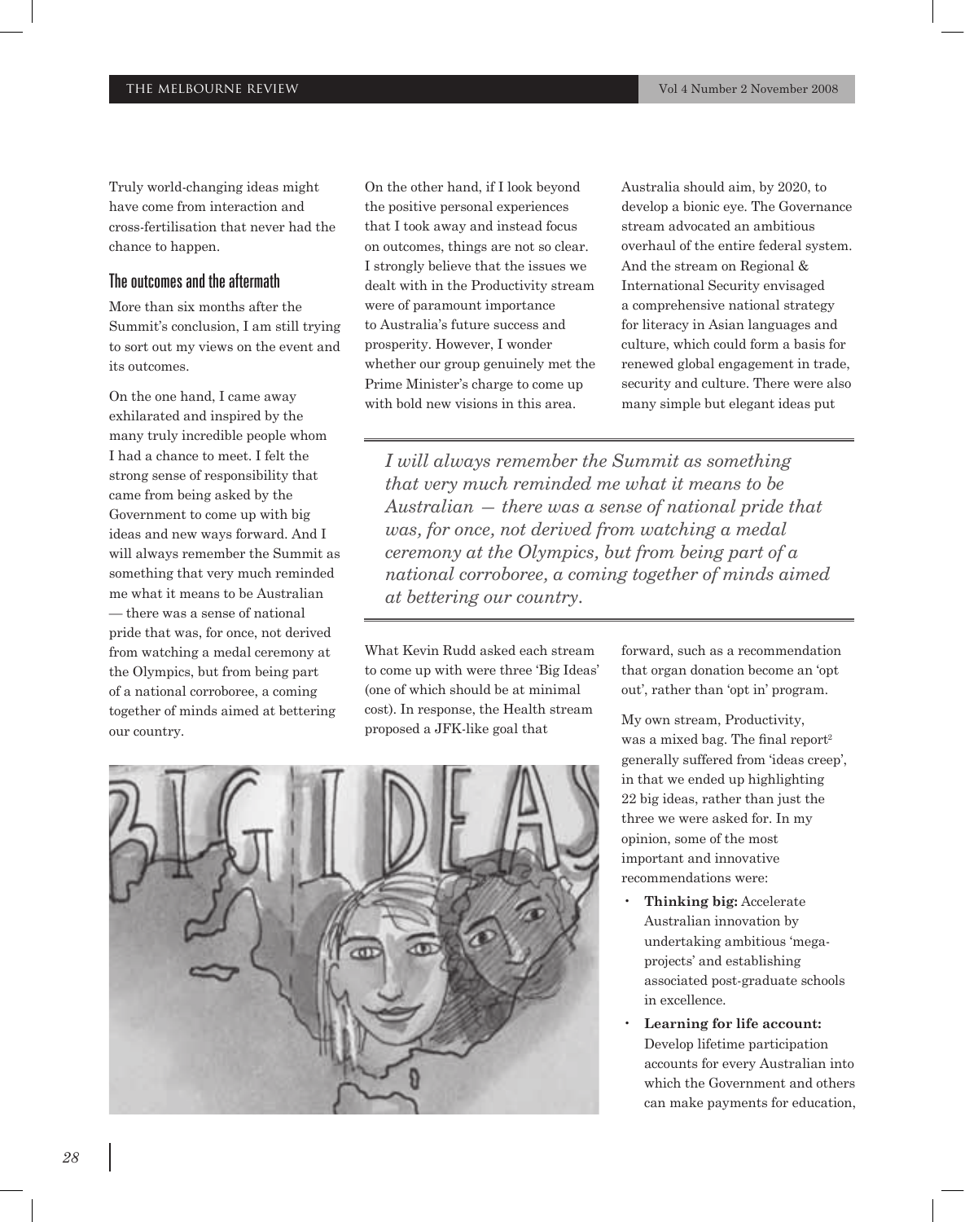Truly world-changing ideas might have come from interaction and cross-fertilisation that never had the chance to happen.

## The outcomes and the aftermath

More than six months after the Summit's conclusion, I am still trying to sort out my views on the event and its outcomes.

On the one hand, I came away exhilarated and inspired by the many truly incredible people whom I had a chance to meet. I felt the strong sense of responsibility that came from being asked by the Government to come up with big ideas and new ways forward. And I will always remember the Summit as something that very much reminded me what it means to be Australian — there was a sense of national pride that was, for once, not derived from watching a medal ceremony at the Olympics, but from being part of a national corroboree, a coming together of minds aimed at bettering our country.

On the other hand, if I look beyond the positive personal experiences that I took away and instead focus on outcomes, things are not so clear. I strongly believe that the issues we dealt with in the Productivity stream were of paramount importance to Australia's future success and prosperity. However, I wonder whether our group genuinely met the Prime Minister's charge to come up with bold new visions in this area.

> *I will always remember the Summit as something that very much reminded me what it means to be Australian — there was a sense of national pride that was, for once, not derived from watching a medal ceremony at the Olympics, but from being part of a national corroboree, a coming together of minds aimed at bettering our country.*

What Kevin Rudd asked each stream to come up with were three 'Big Ideas' (one of which should be at minimal cost). In response, the Health stream proposed a JFK-like goal that Australia should aim, by 2020, to develop a bionic eye. The Governance stream advocated an ambitious overhaul of the entire federal system. And the stream on Regional & International Security envisaged a comprehensive national strategy for literacy in Asian languages and culture, which could form a basis for renewed global engagement in trade, security and culture. There were also many simple but elegant ideas put forward, such as a recommendation that organ donation become an 'opt out', rather than 'opt in' program.

My own stream, Productivity, was a mixed bag. The final report[2] generally suffered from 'ideas creep', in that we ended up highlighting 22 big ideas, rather than just the three we were asked for. In my opinion, some of the most important and innovative recommendations were:

- **Thinking big:** Accelerate Australian innovation by undertaking ambitious 'mega-projects' and establishing associated post-graduate schools in excellence.
- **Learning for life account:** Develop lifetime participation accounts for every Australian into which the Government and others can make payments for education,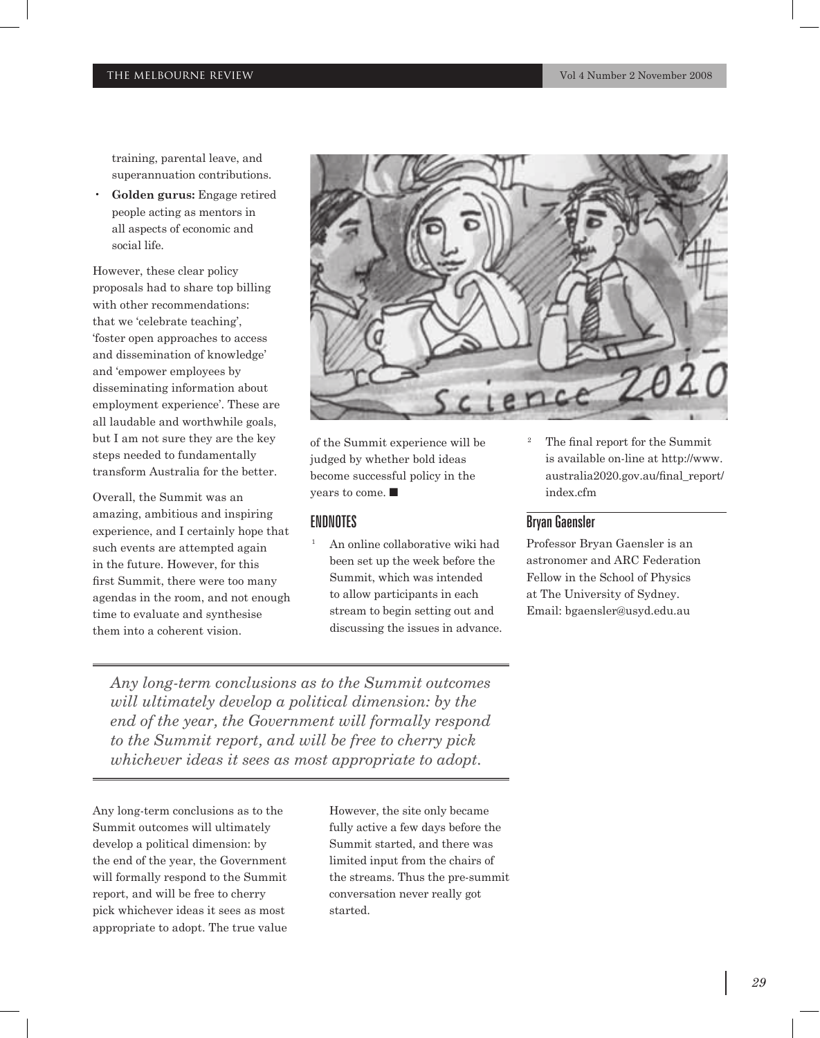training, parental leave, and superannuation contributions.

- **Golden gurus:** Engage retired people acting as mentors in all aspects of economic and social life.

However, these clear policy proposals had to share top billing with other recommendations: that we 'celebrate teaching', 'foster open approaches to access and dissemination of knowledge' and 'empower employees by disseminating information about employment experience'. These are all laudable and worthwhile goals, but I am not sure they are the key steps needed to fundamentally transform Australia for the better.

Overall, the Summit was an amazing, ambitious and inspiring experience, and I certainly hope that such events are attempted again in the future. However, for this first Summit, there were too many agendas in the room, and not enough time to evaluate and synthesise them into a coherent vision.

> *Any long-term conclusions as to the Summit outcomes will ultimately develop a political dimension: by the end of the year, the Government will formally respond to the Summit report, and will be free to cherry pick whichever ideas it sees as most appropriate to adopt.*

Any long-term conclusions as to the Summit outcomes will ultimately develop a political dimension: by the end of the year, the Government will formally respond to the Summit report, and will be free to cherry pick whichever ideas it sees as most appropriate to adopt. The true value of the Summit experience will be judged by whether bold ideas become successful policy in the years to come. ■

## ENDNOTES

1. An online collaborative wiki had been set up the week before the Summit, which was intended to allow participants in each stream to begin setting out and discussing the issues in advance. However, the site only became fully active a few days before the Summit started, and there was limited input from the chairs of the streams. Thus the pre-summit conversation never really got started.

2. The final report for the Summit is available on-line at http://www.australia2020.gov.au/final_report/index.cfm

## Bryan Gaensler

Professor Bryan Gaensler is an astronomer and ARC Federation Fellow in the School of Physics at The University of Sydney. Email: bgaensler@usyd.edu.au